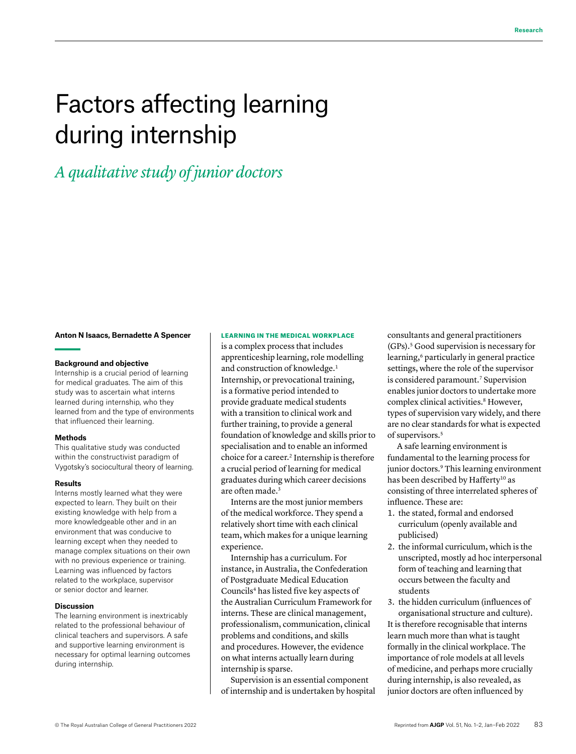# Factors affecting learning during internship

## *A qualitative study of junior doctors*

**Anton N Isaacs, Bernadette A Spencer**

### Background and objective

Internship is a crucial period of learning for medical graduates. The aim of this study was to ascertain what interns learned during internship, who they learned from and the type of environments that influenced their learning.

### Methods

This qualitative study was conducted within the constructivist paradigm of Vygotsky's sociocultural theory of learning.

### Results

Interns mostly learned what they were expected to learn. They built on their existing knowledge with help from a more knowledgeable other and in an environment that was conducive to learning except when they needed to manage complex situations on their own with no previous experience or training. Learning was influenced by factors related to the workplace, supervisor or senior doctor and learner.

### Discussion

The learning environment is inextricably related to the professional behaviour of clinical teachers and supervisors. A safe and supportive learning environment is necessary for optimal learning outcomes during internship.

**LEARNING IN THE MEDICAL WORKPLACE** is a complex process that includes apprenticeship learning, role modelling and construction of knowledge.[1] Internship, or prevocational training, is a formative period intended to provide graduate medical students with a transition to clinical work and further training, to provide a general foundation of knowledge and skills prior to specialisation and to enable an informed choice for a career.[2] Internship is therefore a crucial period of learning for medical graduates during which career decisions are often made.[3]

Interns are the most junior members of the medical workforce. They spend a relatively short time with each clinical team, which makes for a unique learning experience.

Internship has a curriculum. For instance, in Australia, the Confederation of Postgraduate Medical Education Councils[4] has listed five key aspects of the Australian Curriculum Framework for interns. These are clinical management, professionalism, communication, clinical problems and conditions, and skills and procedures. However, the evidence on what interns actually learn during internship is sparse.

Supervision is an essential component of internship and is undertaken by hospital consultants and general practitioners (GPs).[5] Good supervision is necessary for learning,[6] particularly in general practice settings, where the role of the supervisor is considered paramount.[7] Supervision enables junior doctors to undertake more complex clinical activities.[8] However, types of supervision vary widely, and there are no clear standards for what is expected of supervisors.[5]

A safe learning environment is fundamental to the learning process for junior doctors.[9] This learning environment has been described by Hafferty[10] as consisting of three interrelated spheres of influence. These are:

1. the stated, formal and endorsed curriculum (openly available and publicised)
2. the informal curriculum, which is the unscripted, mostly ad hoc interpersonal form of teaching and learning that occurs between the faculty and students
3. the hidden curriculum (influences of organisational structure and culture).

It is therefore recognisable that interns learn much more than what is taught formally in the clinical workplace. The importance of role models at all levels of medicine, and perhaps more crucially during internship, is also revealed, as junior doctors are often influenced by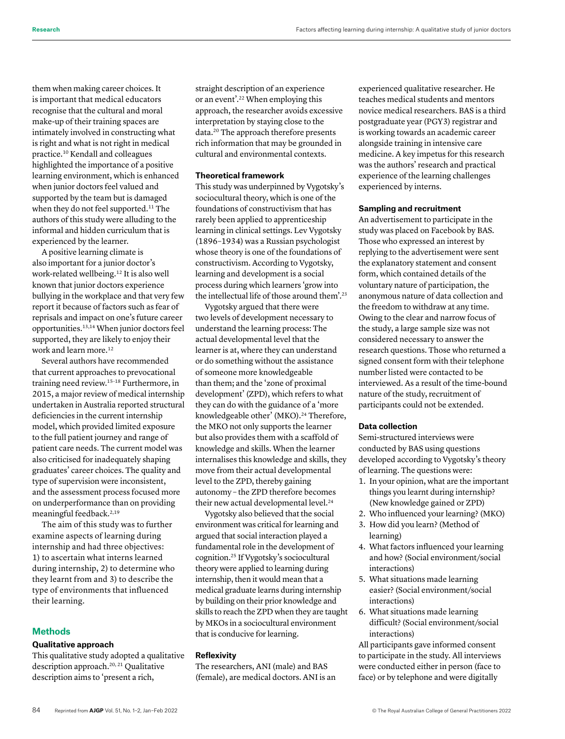them when making career choices. It is important that medical educators recognise that the cultural and moral make-up of their training spaces are intimately involved in constructing what is right and what is not right in medical practice.[10] Kendall and colleagues highlighted the importance of a positive learning environment, which is enhanced when junior doctors feel valued and supported by the team but is damaged when they do not feel supported.[11] The authors of this study were alluding to the informal and hidden curriculum that is experienced by the learner.

A positive learning climate is also important for a junior doctor's work-related wellbeing.[12] It is also well known that junior doctors experience bullying in the workplace and that very few report it because of factors such as fear of reprisals and impact on one's future career opportunities.[13,14] When junior doctors feel supported, they are likely to enjoy their work and learn more.[12]

Several authors have recommended that current approaches to prevocational training need review.[15–18] Furthermore, in 2015, a major review of medical internship undertaken in Australia reported structural deficiencies in the current internship model, which provided limited exposure to the full patient journey and range of patient care needs. The current model was also criticised for inadequately shaping graduates' career choices. The quality and type of supervision were inconsistent, and the assessment process focused more on underperformance than on providing meaningful feedback.[2,19]

The aim of this study was to further examine aspects of learning during internship and had three objectives: 1) to ascertain what interns learned during internship, 2) to determine who they learnt from and 3) to describe the type of environments that influenced their learning.

## Methods

### Qualitative approach

This qualitative study adopted a qualitative description approach.[20, 21] Qualitative description aims to 'present a rich, straight description of an experience or an event'.[22] When employing this approach, the researcher avoids excessive interpretation by staying close to the data.[20] The approach therefore presents rich information that may be grounded in cultural and environmental contexts.

### Theoretical framework

This study was underpinned by Vygotsky's sociocultural theory, which is one of the foundations of constructivism that has rarely been applied to apprenticeship learning in clinical settings. Lev Vygotsky (1896–1934) was a Russian psychologist whose theory is one of the foundations of constructivism. According to Vygotsky, learning and development is a social process during which learners 'grow into the intellectual life of those around them'.[23]

Vygotsky argued that there were two levels of development necessary to understand the learning process: The actual developmental level that the learner is at, where they can understand or do something without the assistance of someone more knowledgeable than them; and the 'zone of proximal development' (ZPD), which refers to what they can do with the guidance of a 'more knowledgeable other' (MKO).[24] Therefore, the MKO not only supports the learner but also provides them with a scaffold of knowledge and skills. When the learner internalises this knowledge and skills, they move from their actual developmental level to the ZPD, thereby gaining autonomy – the ZPD therefore becomes their new actual developmental level.[24]

Vygotsky also believed that the social environment was critical for learning and argued that social interaction played a fundamental role in the development of cognition.[25] If Vygotsky's sociocultural theory were applied to learning during internship, then it would mean that a medical graduate learns during internship by building on their prior knowledge and skills to reach the ZPD when they are taught by MKOs in a sociocultural environment that is conducive for learning.

### Reflexivity

The researchers, ANI (male) and BAS (female), are medical doctors. ANI is an experienced qualitative researcher. He teaches medical students and mentors novice medical researchers. BAS is a third postgraduate year (PGY3) registrar and is working towards an academic career alongside training in intensive care medicine. A key impetus for this research was the authors' research and practical experience of the learning challenges experienced by interns.

### Sampling and recruitment

An advertisement to participate in the study was placed on Facebook by BAS. Those who expressed an interest by replying to the advertisement were sent the explanatory statement and consent form, which contained details of the voluntary nature of participation, the anonymous nature of data collection and the freedom to withdraw at any time. Owing to the clear and narrow focus of the study, a large sample size was not considered necessary to answer the research questions. Those who returned a signed consent form with their telephone number listed were contacted to be interviewed. As a result of the time-bound nature of the study, recruitment of participants could not be extended.

### Data collection

Semi-structured interviews were conducted by BAS using questions developed according to Vygotsky's theory of learning. The questions were:

1. In your opinion, what are the important things you learnt during internship? (New knowledge gained or ZPD)
2. Who influenced your learning? (MKO)
3. How did you learn? (Method of learning)
4. What factors influenced your learning and how? (Social environment/social interactions)
5. What situations made learning easier? (Social environment/social interactions)
6. What situations made learning difficult? (Social environment/social interactions)

All participants gave informed consent to participate in the study. All interviews were conducted either in person (face to face) or by telephone and were digitally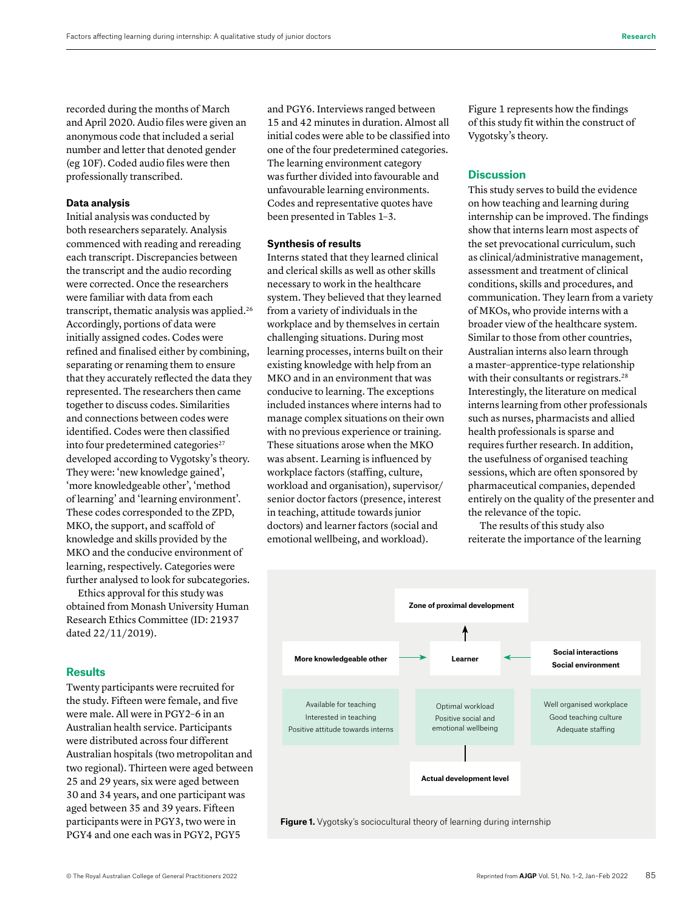recorded during the months of March and April 2020. Audio files were given an anonymous code that included a serial number and letter that denoted gender (eg 10F). Coded audio files were then professionally transcribed.

### Data analysis

Initial analysis was conducted by both researchers separately. Analysis commenced with reading and rereading each transcript. Discrepancies between the transcript and the audio recording were corrected. Once the researchers were familiar with data from each transcript, thematic analysis was applied.[26] Accordingly, portions of data were initially assigned codes. Codes were refined and finalised either by combining, separating or renaming them to ensure that they accurately reflected the data they represented. The researchers then came together to discuss codes. Similarities and connections between codes were identified. Codes were then classified into four predetermined categories[27] developed according to Vygotsky's theory. They were: 'new knowledge gained', 'more knowledgeable other', 'method of learning' and 'learning environment'. These codes corresponded to the ZPD, MKO, the support, and scaffold of knowledge and skills provided by the MKO and the conducive environment of learning, respectively. Categories were further analysed to look for subcategories.

Ethics approval for this study was obtained from Monash University Human Research Ethics Committee (ID: 21937 dated 22/11/2019).

## Results

Twenty participants were recruited for the study. Fifteen were female, and five were male. All were in PGY2–6 in an Australian health service. Participants were distributed across four different Australian hospitals (two metropolitan and two regional). Thirteen were aged between 25 and 29 years, six were aged between 30 and 34 years, and one participant was aged between 35 and 39 years. Fifteen participants were in PGY3, two were in PGY4 and one each was in PGY2, PGY5 and PGY6. Interviews ranged between 15 and 42 minutes in duration. Almost all initial codes were able to be classified into one of the four predetermined categories. The learning environment category was further divided into favourable and unfavourable learning environments. Codes and representative quotes have been presented in Tables 1–3.

### Synthesis of results

Interns stated that they learned clinical and clerical skills as well as other skills necessary to work in the healthcare system. They believed that they learned from a variety of individuals in the workplace and by themselves in certain challenging situations. During most learning processes, interns built on their existing knowledge with help from an MKO and in an environment that was conducive to learning. The exceptions included instances where interns had to manage complex situations on their own with no previous experience or training. These situations arose when the MKO was absent. Learning is influenced by workplace factors (staffing, culture, workload and organisation), supervisor/senior doctor factors (presence, interest in teaching, attitude towards junior doctors) and learner factors (social and emotional wellbeing, and workload).

Figure 1 represents how the findings of this study fit within the construct of Vygotsky's theory.

## Discussion

This study serves to build the evidence on how teaching and learning during internship can be improved. The findings show that interns learn most aspects of the set prevocational curriculum, such as clinical/administrative management, assessment and treatment of clinical conditions, skills and procedures, and communication. They learn from a variety of MKOs, who provide interns with a broader view of the healthcare system. Similar to those from other countries, Australian interns also learn through a master–apprentice-type relationship with their consultants or registrars.[28] Interestingly, the literature on medical interns learning from other professionals such as nurses, pharmacists and allied health professionals is sparse and requires further research. In addition, the usefulness of organised teaching sessions, which are often sponsored by pharmaceutical companies, depended entirely on the quality of the presenter and the relevance of the topic.

The results of this study also reiterate the importance of the learning

**Zone of proximal development**

**More knowledgeable other** → **Learner** ← **Social interactions / Social environment**

| More knowledgeable other | Learner | Social interactions / Social environment |
|---|---|---|
| Available for teaching<br>Interested in teaching<br>Positive attitude towards interns | Optimal workload<br>Positive social and emotional wellbeing | Well organised workplace<br>Good teaching culture<br>Adequate staffing |

**Actual development level**

**Figure 1.** Vygotsky's sociocultural theory of learning during internship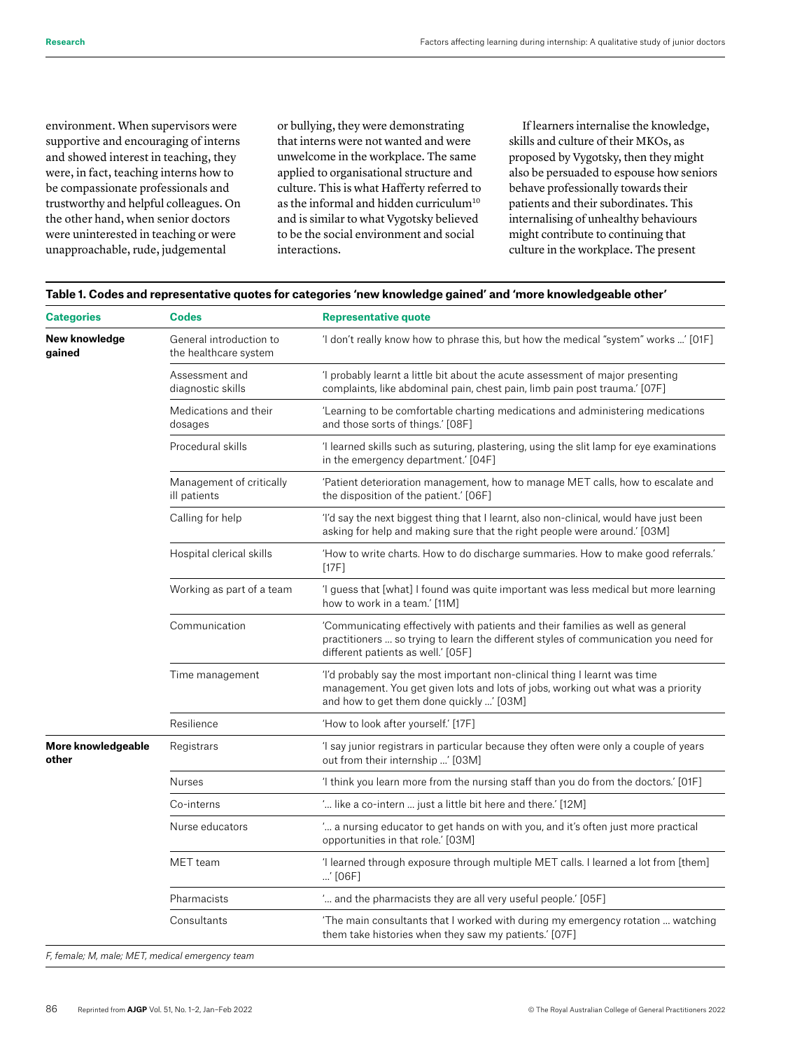environment. When supervisors were supportive and encouraging of interns and showed interest in teaching, they were, in fact, teaching interns how to be compassionate professionals and trustworthy and helpful colleagues. On the other hand, when senior doctors were uninterested in teaching or were unapproachable, rude, judgemental or bullying, they were demonstrating that interns were not wanted and were unwelcome in the workplace. The same applied to organisational structure and culture. This is what Hafferty referred to as the informal and hidden curriculum[10] and is similar to what Vygotsky believed to be the social environment and social interactions.

If learners internalise the knowledge, skills and culture of their MKOs, as proposed by Vygotsky, then they might also be persuaded to espouse how seniors behave professionally towards their patients and their subordinates. This internalising of unhealthy behaviours might contribute to continuing that culture in the workplace. The present

**Table 1. Codes and representative quotes for categories 'new knowledge gained' and 'more knowledgeable other'**

| Categories | Codes | Representative quote |
|---|---|---|
| **New knowledge gained** | General introduction to the healthcare system | 'I don't really know how to phrase this, but how the medical "system" works …' [01F] |
| | Assessment and diagnostic skills | 'I probably learnt a little bit about the acute assessment of major presenting complaints, like abdominal pain, chest pain, limb pain post trauma.' [07F] |
| | Medications and their dosages | 'Learning to be comfortable charting medications and administering medications and those sorts of things.' [08F] |
| | Procedural skills | 'I learned skills such as suturing, plastering, using the slit lamp for eye examinations in the emergency department.' [04F] |
| | Management of critically ill patients | 'Patient deterioration management, how to manage MET calls, how to escalate and the disposition of the patient.' [06F] |
| | Calling for help | 'I'd say the next biggest thing that I learnt, also non-clinical, would have just been asking for help and making sure that the right people were around.' [03M] |
| | Hospital clerical skills | 'How to write charts. How to do discharge summaries. How to make good referrals.' [17F] |
| | Working as part of a team | 'I guess that [what] I found was quite important was less medical but more learning how to work in a team.' [11M] |
| | Communication | 'Communicating effectively with patients and their families as well as general practitioners … so trying to learn the different styles of communication you need for different patients as well.' [05F] |
| | Time management | 'I'd probably say the most important non-clinical thing I learnt was time management. You get given lots and lots of jobs, working out what was a priority and how to get them done quickly …' [03M] |
| | Resilience | 'How to look after yourself.' [17F] |
| **More knowledgeable other** | Registrars | 'I say junior registrars in particular because they often were only a couple of years out from their internship …' [03M] |
| | Nurses | 'I think you learn more from the nursing staff than you do from the doctors.' [01F] |
| | Co-interns | '… like a co-intern … just a little bit here and there.' [12M] |
| | Nurse educators | '… a nursing educator to get hands on with you, and it's often just more practical opportunities in that role.' [03M] |
| | MET team | 'I learned through exposure through multiple MET calls. I learned a lot from [them] …' [06F] |
| | Pharmacists | '… and the pharmacists they are all very useful people.' [05F] |
| | Consultants | 'The main consultants that I worked with during my emergency rotation … watching them take histories when they saw my patients.' [07F] |

*F, female; M, male; MET, medical emergency team*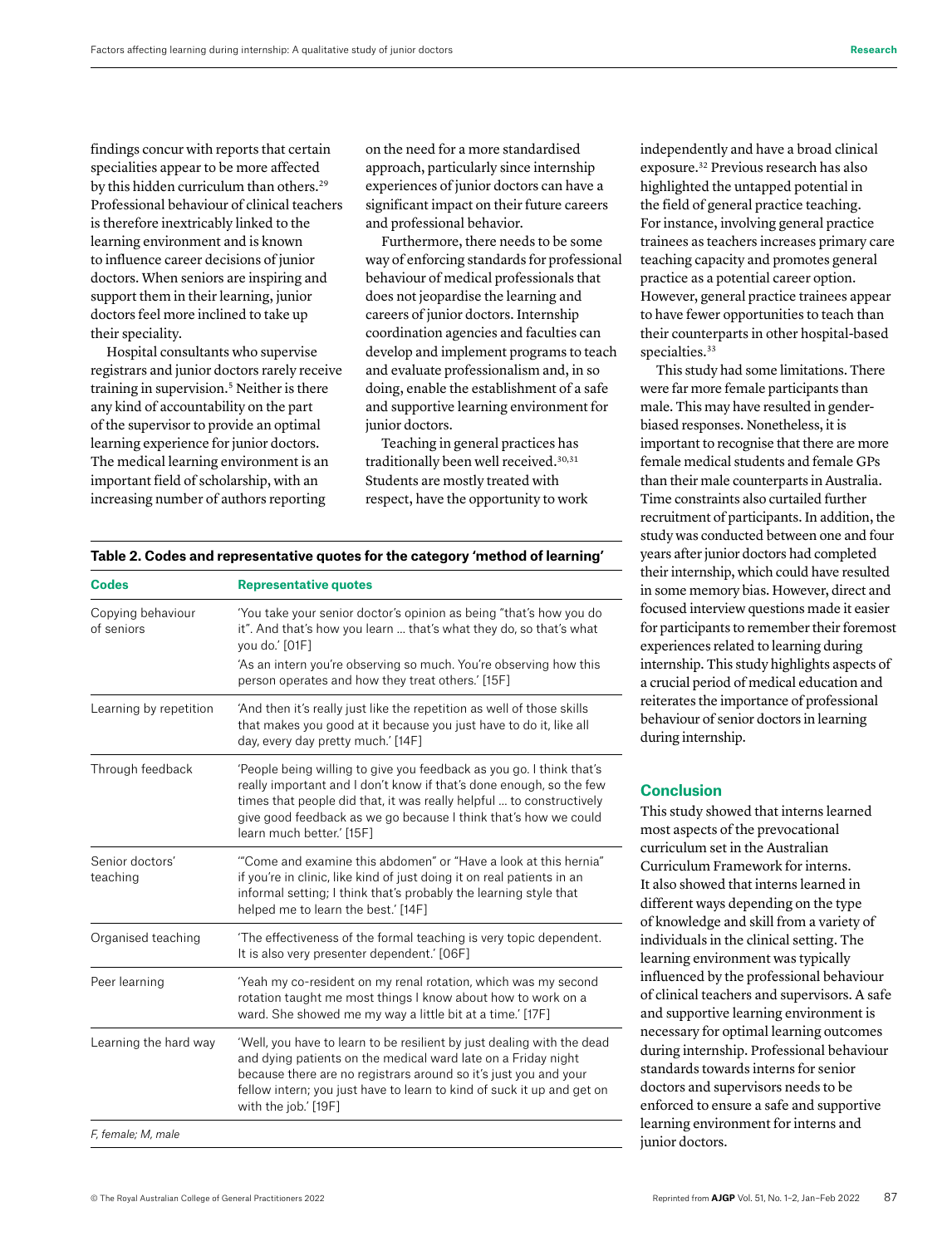findings concur with reports that certain specialities appear to be more affected by this hidden curriculum than others.[29] Professional behaviour of clinical teachers is therefore inextricably linked to the learning environment and is known to influence career decisions of junior doctors. When seniors are inspiring and support them in their learning, junior doctors feel more inclined to take up their speciality.

Hospital consultants who supervise registrars and junior doctors rarely receive training in supervision.[5] Neither is there any kind of accountability on the part of the supervisor to provide an optimal learning experience for junior doctors. The medical learning environment is an important field of scholarship, with an increasing number of authors reporting on the need for a more standardised approach, particularly since internship experiences of junior doctors can have a significant impact on their future careers and professional behavior.

Furthermore, there needs to be some way of enforcing standards for professional behaviour of medical professionals that does not jeopardise the learning and careers of junior doctors. Internship coordination agencies and faculties can develop and implement programs to teach and evaluate professionalism and, in so doing, enable the establishment of a safe and supportive learning environment for junior doctors.

Teaching in general practices has traditionally been well received.[30,31] Students are mostly treated with respect, have the opportunity to work independently and have a broad clinical exposure.[32] Previous research has also highlighted the untapped potential in the field of general practice teaching. For instance, involving general practice trainees as teachers increases primary care teaching capacity and promotes general practice as a potential career option. However, general practice trainees appear to have fewer opportunities to teach than their counterparts in other hospital-based specialties.[33]

This study had some limitations. There were far more female participants than male. This may have resulted in gender-biased responses. Nonetheless, it is important to recognise that there are more female medical students and female GPs than their male counterparts in Australia. Time constraints also curtailed further recruitment of participants. In addition, the study was conducted between one and four years after junior doctors had completed their internship, which could have resulted in some memory bias. However, direct and focused interview questions made it easier for participants to remember their foremost experiences related to learning during internship. This study highlights aspects of a crucial period of medical education and reiterates the importance of professional behaviour of senior doctors in learning during internship.

**Table 2. Codes and representative quotes for the category 'method of learning'**

| Codes | Representative quotes |
|---|---|
| Copying behaviour of seniors | 'You take your senior doctor's opinion as being "that's how you do it". And that's how you learn … that's what they do, so that's what you do.' [01F]<br>'As an intern you're observing so much. You're observing how this person operates and how they treat others.' [15F] |
| Learning by repetition | 'And then it's really just like the repetition as well of those skills that makes you good at it because you just have to do it, like all day, every day pretty much.' [14F] |
| Through feedback | 'People being willing to give you feedback as you go. I think that's really important and I don't know if that's done enough, so the few times that people did that, it was really helpful … to constructively give good feedback as we go because I think that's how we could learn much better.' [15F] |
| Senior doctors' teaching | '"Come and examine this abdomen" or "Have a look at this hernia" if you're in clinic, like kind of just doing it on real patients in an informal setting; I think that's probably the learning style that helped me to learn the best.' [14F] |
| Organised teaching | 'The effectiveness of the formal teaching is very topic dependent. It is also very presenter dependent.' [06F] |
| Peer learning | 'Yeah my co-resident on my renal rotation, which was my second rotation taught me most things I know about how to work on a ward. She showed me my way a little bit at a time.' [17F] |
| Learning the hard way | 'Well, you have to learn to be resilient by just dealing with the dead and dying patients on the medical ward late on a Friday night because there are no registrars around so it's just you and your fellow intern; you just have to learn to kind of suck it up and get on with the job.' [19F] |

*F, female; M, male*

## Conclusion

This study showed that interns learned most aspects of the prevocational curriculum set in the Australian Curriculum Framework for interns. It also showed that interns learned in different ways depending on the type of knowledge and skill from a variety of individuals in the clinical setting. The learning environment was typically influenced by the professional behaviour of clinical teachers and supervisors. A safe and supportive learning environment is necessary for optimal learning outcomes during internship. Professional behaviour standards towards interns for senior doctors and supervisors needs to be enforced to ensure a safe and supportive learning environment for interns and junior doctors.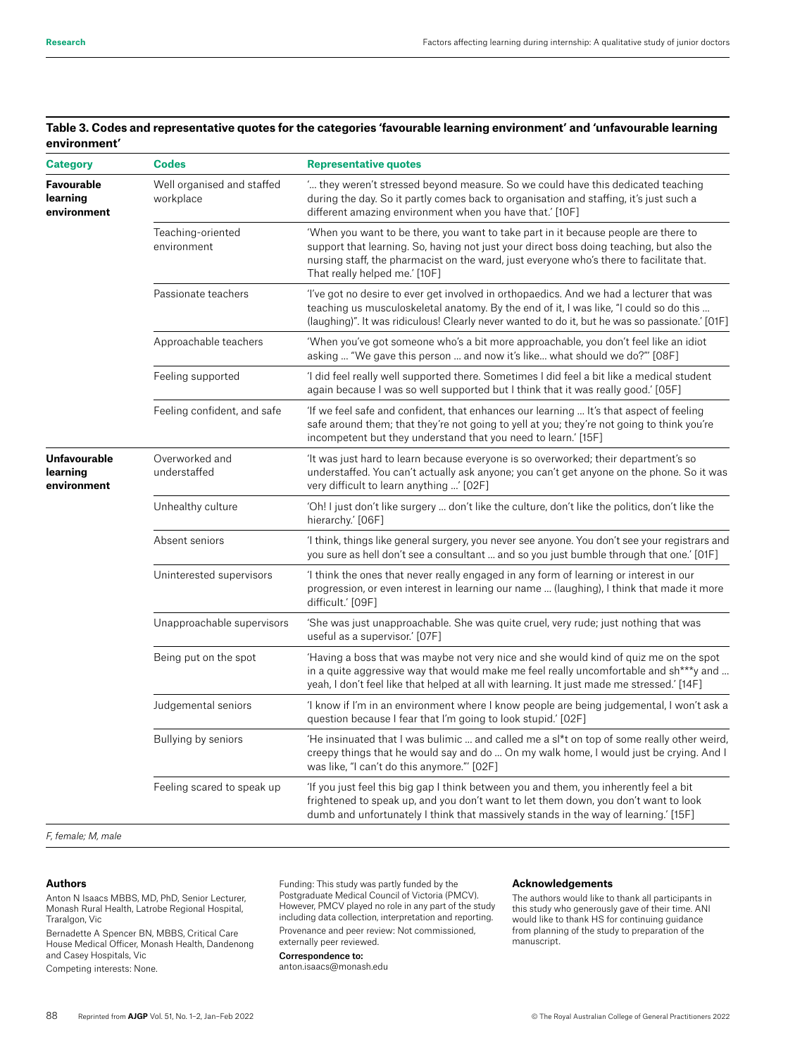**Table 3. Codes and representative quotes for the categories 'favourable learning environment' and 'unfavourable learning environment'**

| Category | Codes | Representative quotes |
|---|---|---|
| **Favourable learning environment** | Well organised and staffed workplace | '… they weren't stressed beyond measure. So we could have this dedicated teaching during the day. So it partly comes back to organisation and staffing, it's just such a different amazing environment when you have that.' [10F] |
| | Teaching-oriented environment | 'When you want to be there, you want to take part in it because people are there to support that learning. So, having not just your direct boss doing teaching, but also the nursing staff, the pharmacist on the ward, just everyone who's there to facilitate that. That really helped me.' [10F] |
| | Passionate teachers | 'I've got no desire to ever get involved in orthopaedics. And we had a lecturer that was teaching us musculoskeletal anatomy. By the end of it, I was like, "I could so do this … (laughing)". It was ridiculous! Clearly never wanted to do it, but he was so passionate.' [01F] |
| | Approachable teachers | 'When you've got someone who's a bit more approachable, you don't feel like an idiot asking … "We gave this person … and now it's like… what should we do?"' [08F] |
| | Feeling supported | 'I did feel really well supported there. Sometimes I did feel a bit like a medical student again because I was so well supported but I think that it was really good.' [05F] |
| | Feeling confident, and safe | 'If we feel safe and confident, that enhances our learning … It's that aspect of feeling safe around them; that they're not going to yell at you; they're not going to think you're incompetent but they understand that you need to learn.' [15F] |
| **Unfavourable learning environment** | Overworked and understaffed | 'It was just hard to learn because everyone is so overworked; their department's so understaffed. You can't actually ask anyone; you can't get anyone on the phone. So it was very difficult to learn anything …' [02F] |
| | Unhealthy culture | 'Oh! I just don't like surgery … don't like the culture, don't like the politics, don't like the hierarchy.' [06F] |
| | Absent seniors | 'I think, things like general surgery, you never see anyone. You don't see your registrars and you sure as hell don't see a consultant … and so you just bumble through that one.' [01F] |
| | Uninterested supervisors | 'I think the ones that never really engaged in any form of learning or interest in our progression, or even interest in learning our name … (laughing), I think that made it more difficult.' [09F] |
| | Unapproachable supervisors | 'She was just unapproachable. She was quite cruel, very rude; just nothing that was useful as a supervisor.' [07F] |
| | Being put on the spot | 'Having a boss that was maybe not very nice and she would kind of quiz me on the spot in a quite aggressive way that would make me feel really uncomfortable and sh***y and … yeah, I don't feel like that helped at all with learning. It just made me stressed.' [14F] |
| | Judgemental seniors | 'I know if I'm in an environment where I know people are being judgemental, I won't ask a question because I fear that I'm going to look stupid.' [02F] |
| | Bullying by seniors | 'He insinuated that I was bulimic … and called me a sl*t on top of some really other weird, creepy things that he would say and do … On my walk home, I would just be crying. And I was like, "I can't do this anymore."' [02F] |
| | Feeling scared to speak up | 'If you just feel this big gap I think between you and them, you inherently feel a bit frightened to speak up, and you don't want to let them down, you don't want to look dumb and unfortunately I think that massively stands in the way of learning.' [15F] |

*F, female; M, male*

#### Authors

Anton N Isaacs MBBS, MD, PhD, Senior Lecturer, Monash Rural Health, Latrobe Regional Hospital, Traralgon, Vic

Bernadette A Spencer BN, MBBS, Critical Care House Medical Officer, Monash Health, Dandenong and Casey Hospitals, Vic

Competing interests: None.

Funding: This study was partly funded by the Postgraduate Medical Council of Victoria (PMCV). However, PMCV played no role in any part of the study including data collection, interpretation and reporting.

Provenance and peer review: Not commissioned, externally peer reviewed.

**Correspondence to:**
anton.isaacs@monash.edu

#### Acknowledgements

The authors would like to thank all participants in this study who generously gave of their time. ANI would like to thank HS for continuing guidance from planning of the study to preparation of the manuscript.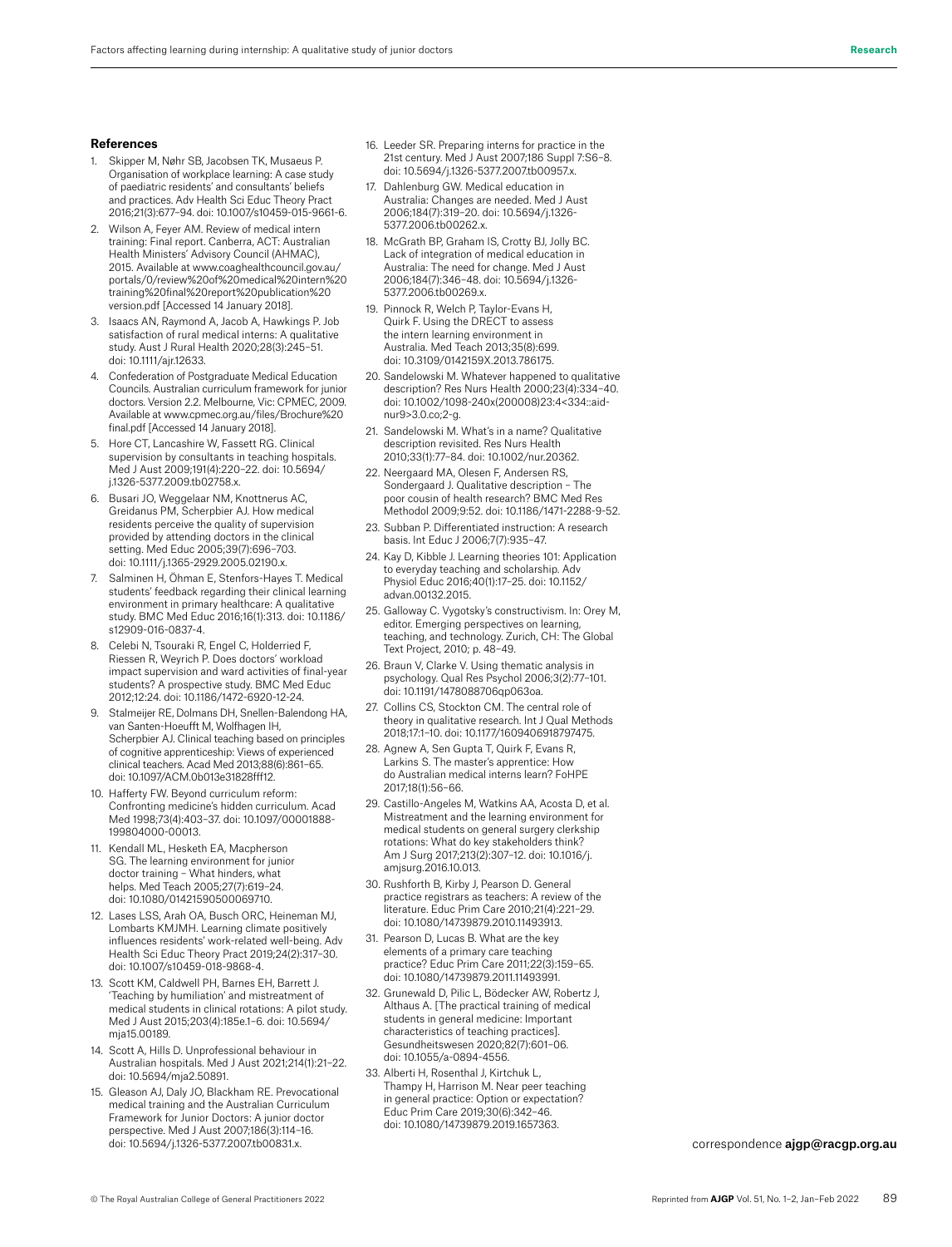## References

1. Skipper M, Nøhr SB, Jacobsen TK, Musaeus P. Organisation of workplace learning: A case study of paediatric residents' and consultants' beliefs and practices. Adv Health Sci Educ Theory Pract 2016;21(3):677–94. doi: 10.1007/s10459-015-9661-6.
2. Wilson A, Feyer AM. Review of medical intern training: Final report. Canberra, ACT: Australian Health Ministers' Advisory Council (AHMAC), 2015. Available at www.coaghealthcouncil.gov.au/portals/0/review%20of%20medical%20intern%20training%20final%20report%20publication%20version.pdf [Accessed 14 January 2018].
3. Isaacs AN, Raymond A, Jacob A, Hawkings P. Job satisfaction of rural medical interns: A qualitative study. Aust J Rural Health 2020;28(3):245–51. doi: 10.1111/ajr.12633.
4. Confederation of Postgraduate Medical Education Councils. Australian curriculum framework for junior doctors. Version 2.2. Melbourne, Vic: CPMEC, 2009. Available at www.cpmec.org.au/files/Brochure%20final.pdf [Accessed 14 January 2018].
5. Hore CT, Lancashire W, Fassett RG. Clinical supervision by consultants in teaching hospitals. Med J Aust 2009;191(4):220–22. doi: 10.5694/j.1326-5377.2009.tb02758.x.
6. Busari JO, Weggelaar NM, Knottnerus AC, Greidanus PM, Scherpbier AJ. How medical residents perceive the quality of supervision provided by attending doctors in the clinical setting. Med Educ 2005;39(7):696–703. doi: 10.1111/j.1365-2929.2005.02190.x.
7. Salminen H, Öhman E, Stenfors-Hayes T. Medical students' feedback regarding their clinical learning environment in primary healthcare: A qualitative study. BMC Med Educ 2016;16(1):313. doi: 10.1186/s12909-016-0837-4.
8. Celebi N, Tsouraki R, Engel C, Holderried F, Riessen R, Weyrich P. Does doctors' workload impact supervision and ward activities of final-year students? A prospective study. BMC Med Educ 2012;12:24. doi: 10.1186/1472-6920-12-24.
9. Stalmeijer RE, Dolmans DH, Snellen-Balendong HA, van Santen-Hoeufft M, Wolfhagen IH, Scherpbier AJ. Clinical teaching based on principles of cognitive apprenticeship: Views of experienced clinical teachers. Acad Med 2013;88(6):861–65. doi: 10.1097/ACM.0b013e31828fff12.
10. Hafferty FW. Beyond curriculum reform: Confronting medicine's hidden curriculum. Acad Med 1998;73(4):403–37. doi: 10.1097/00001888-199804000-00013.
11. Kendall ML, Hesketh EA, Macpherson SG. The learning environment for junior doctor training – What hinders, what helps. Med Teach 2005;27(7):619–24. doi: 10.1080/01421590500069710.
12. Lases LSS, Arah OA, Busch ORC, Heineman MJ, Lombarts KMJMH. Learning climate positively influences residents' work-related well-being. Adv Health Sci Educ Theory Pract 2019;24(2):317–30. doi: 10.1007/s10459-018-9868-4.
13. Scott KM, Caldwell PH, Barnes EH, Barrett J. 'Teaching by humiliation' and mistreatment of medical students in clinical rotations: A pilot study. Med J Aust 2015;203(4):185e.1–6. doi: 10.5694/mja15.00189.
14. Scott A, Hills D. Unprofessional behaviour in Australian hospitals. Med J Aust 2021;214(1):21–22. doi: 10.5694/mja2.50891.
15. Gleason AJ, Daly JO, Blackham RE. Prevocational medical training and the Australian Curriculum Framework for Junior Doctors: A junior doctor perspective. Med J Aust 2007;186(3):114–16. doi: 10.5694/j.1326-5377.2007.tb00831.x.
16. Leeder SR. Preparing interns for practice in the 21st century. Med J Aust 2007;186 Suppl 7:S6–8. doi: 10.5694/j.1326-5377.2007.tb00957.x.
17. Dahlenburg GW. Medical education in Australia: Changes are needed. Med J Aust 2006;184(7):319–20. doi: 10.5694/j.1326-5377.2006.tb00262.x.
18. McGrath BP, Graham IS, Crotty BJ, Jolly BC. Lack of integration of medical education in Australia: The need for change. Med J Aust 2006;184(7):346–48. doi: 10.5694/j.1326-5377.2006.tb00269.x.
19. Pinnock R, Welch P, Taylor-Evans H, Quirk F. Using the DRECT to assess the intern learning environment in Australia. Med Teach 2013;35(8):699. doi: 10.3109/0142159X.2013.786175.
20. Sandelowski M. Whatever happened to qualitative description? Res Nurs Health 2000;23(4):334–40. doi: 10.1002/1098-240x(200008)23:4<334::aid-nur9>3.0.co;2-g.
21. Sandelowski M. What's in a name? Qualitative description revisited. Res Nurs Health 2010;33(1):77–84. doi: 10.1002/nur.20362.
22. Neergaard MA, Olesen F, Andersen RS, Sondergaard J. Qualitative description – The poor cousin of health research? BMC Med Res Methodol 2009;9:52. doi: 10.1186/1471-2288-9-52.
23. Subban P. Differentiated instruction: A research basis. Int Educ J 2006;7(7):935–47.
24. Kay D, Kibble J. Learning theories 101: Application to everyday teaching and scholarship. Adv Physiol Educ 2016;40(1):17–25. doi: 10.1152/advan.00132.2015.
25. Galloway C. Vygotsky's constructivism. In: Orey M, editor. Emerging perspectives on learning, teaching, and technology. Zurich, CH: The Global Text Project, 2010; p. 48–49.
26. Braun V, Clarke V. Using thematic analysis in psychology. Qual Res Psychol 2006;3(2):77–101. doi: 10.1191/1478088706qp063oa.
27. Collins CS, Stockton CM. The central role of theory in qualitative research. Int J Qual Methods 2018;17:1–10. doi: 10.1177/1609406918797475.
28. Agnew A, Sen Gupta T, Quirk F, Evans R, Larkins S. The master's apprentice: How do Australian medical interns learn? FoHPE 2017;18(1):56–66.
29. Castillo-Angeles M, Watkins AA, Acosta D, et al. Mistreatment and the learning environment for medical students on general surgery clerkship rotations: What do key stakeholders think? Am J Surg 2017;213(2):307–12. doi: 10.1016/j.amjsurg.2016.10.013.
30. Rushforth B, Kirby J, Pearson D. General practice registrars as teachers: A review of the literature. Educ Prim Care 2010;21(4):221–29. doi: 10.1080/14739879.2010.11493913.
31. Pearson D, Lucas B. What are the key elements of a primary care teaching practice? Educ Prim Care 2011;22(3):159–65. doi: 10.1080/14739879.2011.11493991.
32. Grunewald D, Pilic L, Bödecker AW, Robertz J, Althaus A. [The practical training of medical students in general medicine: Important characteristics of teaching practices]. Gesundheitswesen 2020;82(7):601–06. doi: 10.1055/a-0894-4556.
33. Alberti H, Rosenthal J, Kirtchuk L, Thampy H, Harrison M. Near peer teaching in general practice: Option or expectation? Educ Prim Care 2019;30(6):342–46. doi: 10.1080/14739879.2019.1657363.

correspondence **ajgp@racgp.org.au**